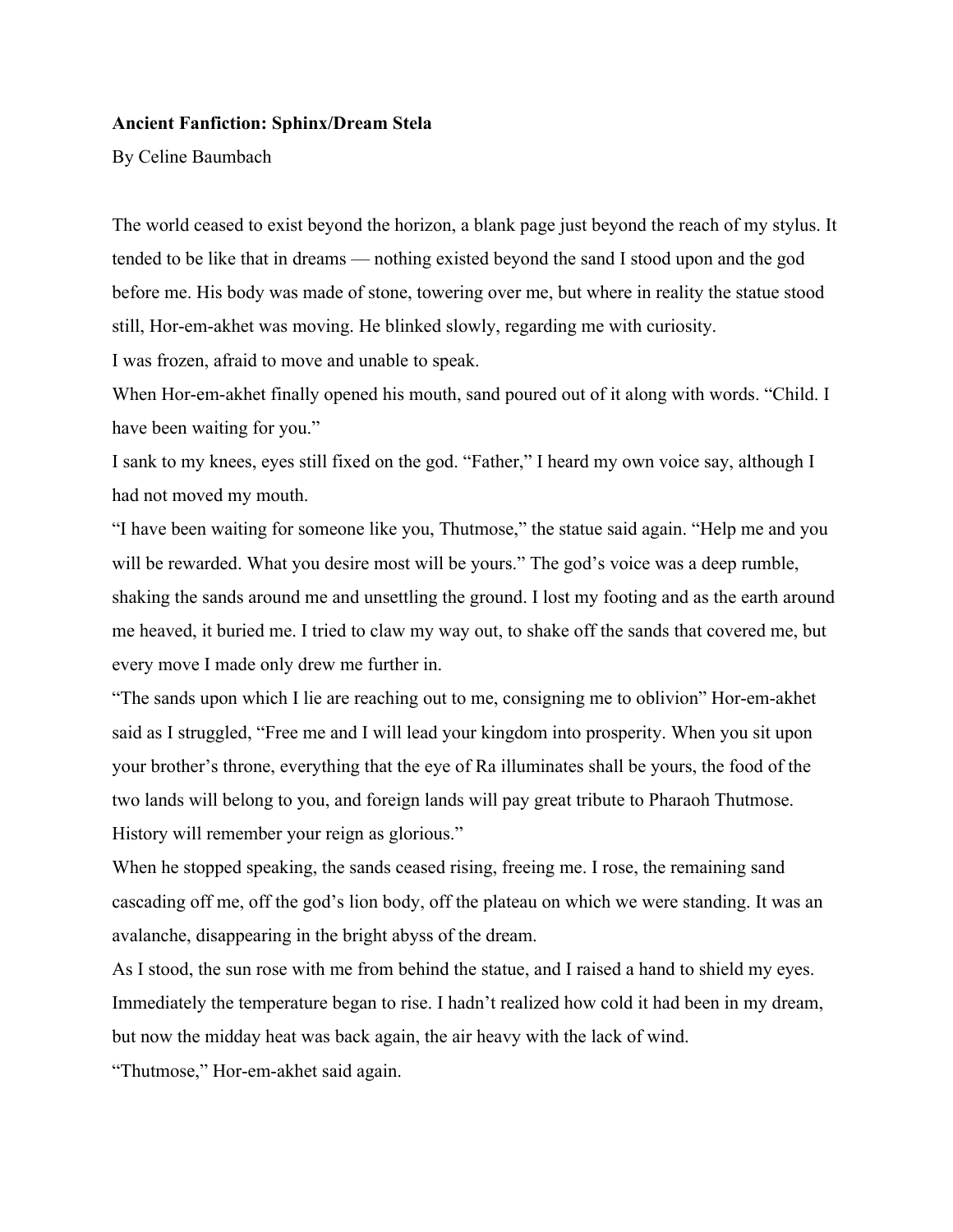**Ancient Fanfiction: Sphinx/Dream Stela**

By Celine Baumbach

The world ceased to exist beyond the horizon, a blank page just beyond the reach of my stylus. It tended to be like that in dreams — nothing existed beyond the sand I stood upon and the god before me. His body was made of stone, towering over me, but where in reality the statue stood still, Hor-em-akhet was moving. He blinked slowly, regarding me with curiosity.

I was frozen, afraid to move and unable to speak.

When Hor-em-akhet finally opened his mouth, sand poured out of it along with words. "Child. I have been waiting for you."

I sank to my knees, eyes still fixed on the god. "Father," I heard my own voice say, although I had not moved my mouth.

"I have been waiting for someone like you, Thutmose," the statue said again. "Help me and you will be rewarded. What you desire most will be yours." The god's voice was a deep rumble, shaking the sands around me and unsettling the ground. I lost my footing and as the earth around me heaved, it buried me. I tried to claw my way out, to shake off the sands that covered me, but every move I made only drew me further in.

"The sands upon which I lie are reaching out to me, consigning me to oblivion" Hor-em-akhet said as I struggled, "Free me and I will lead your kingdom into prosperity. When you sit upon your brother's throne, everything that the eye of Ra illuminates shall be yours, the food of the two lands will belong to you, and foreign lands will pay great tribute to Pharaoh Thutmose. History will remember your reign as glorious."

When he stopped speaking, the sands ceased rising, freeing me. I rose, the remaining sand cascading off me, off the god's lion body, off the plateau on which we were standing. It was an avalanche, disappearing in the bright abyss of the dream.

As I stood, the sun rose with me from behind the statue, and I raised a hand to shield my eyes. Immediately the temperature began to rise. I hadn't realized how cold it had been in my dream, but now the midday heat was back again, the air heavy with the lack of wind.

"Thutmose," Hor-em-akhet said again.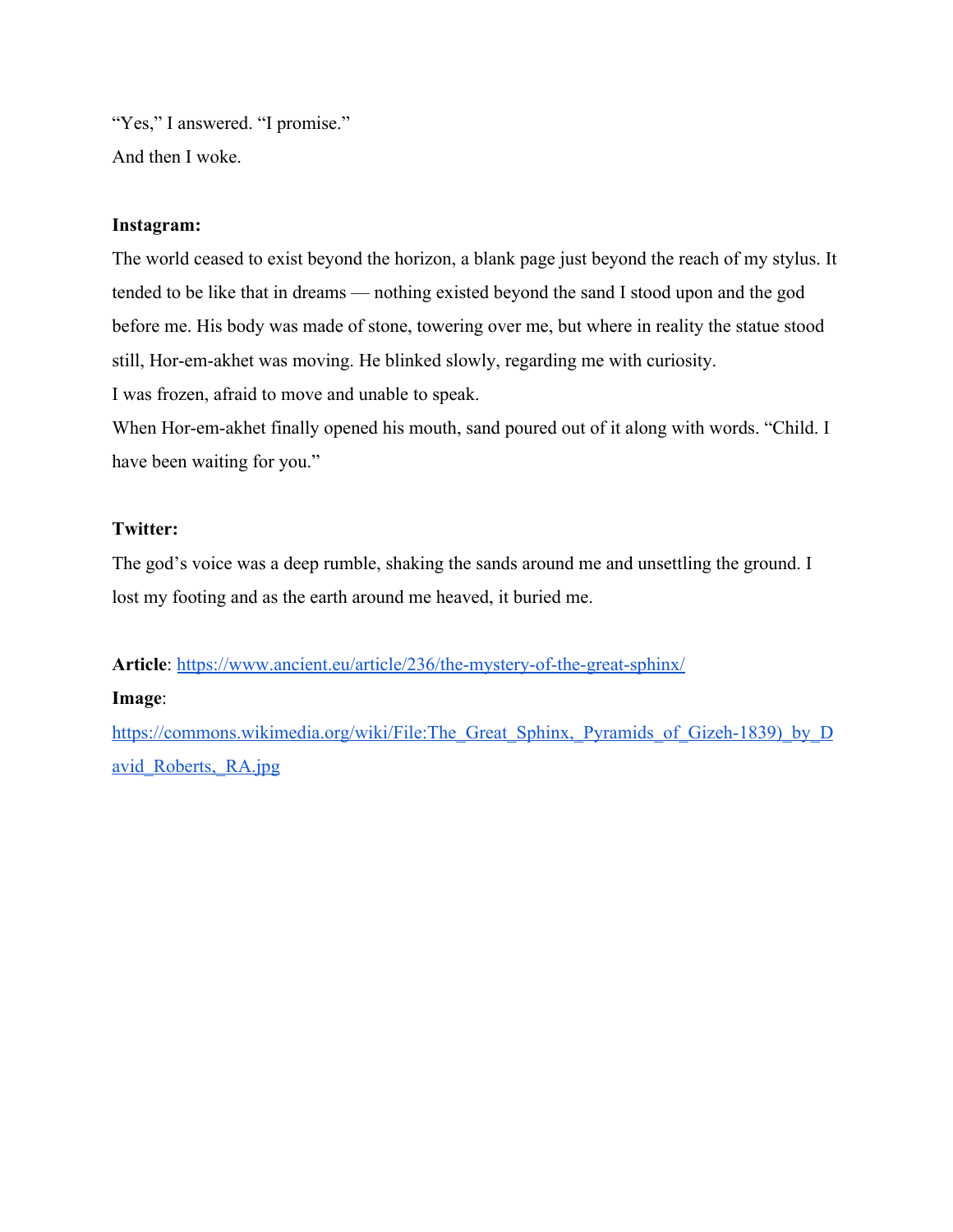"Yes," I answered. "I promise."

And then I woke.

**Instagram:**

The world ceased to exist beyond the horizon, a blank page just beyond the reach of my stylus. It tended to be like that in dreams — nothing existed beyond the sand I stood upon and the god before me. His body was made of stone, towering over me, but where in reality the statue stood still, Hor-em-akhet was moving. He blinked slowly, regarding me with curiosity.

I was frozen, afraid to move and unable to speak.

When Hor-em-akhet finally opened his mouth, sand poured out of it along with words. "Child. I have been waiting for you."

**Twitter:**

The god's voice was a deep rumble, shaking the sands around me and unsettling the ground. I lost my footing and as the earth around me heaved, it buried me.

**Article**: https://www.ancient.eu/article/236/the-mystery-of-the-great-sphinx/

**Image**: https://commons.wikimedia.org/wiki/File:The_Great_Sphinx,_Pyramids_of_Gizeh-1839)_by_David_Roberts,_RA.jpg